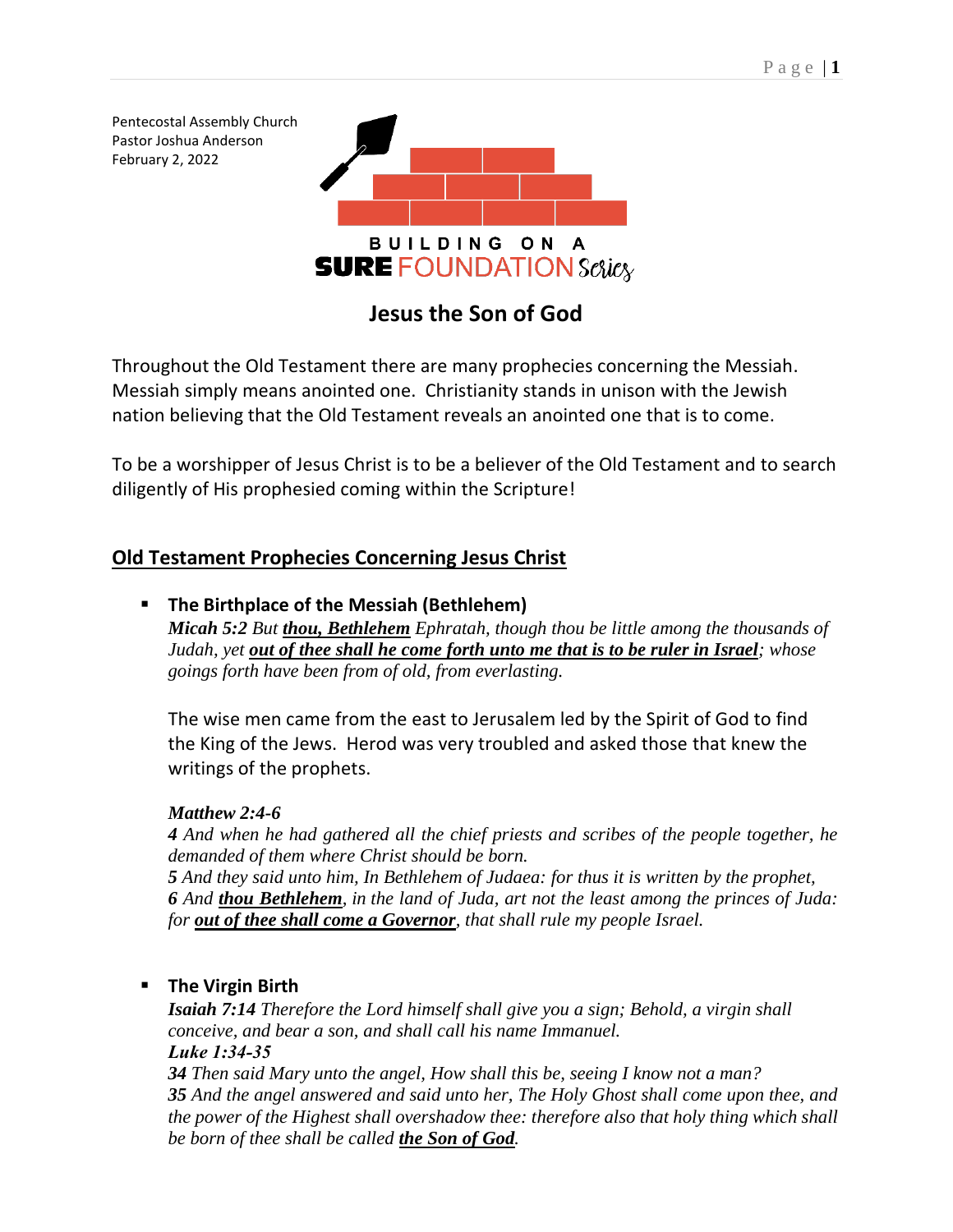Pentecostal Assembly Church
Pastor Joshua Anderson
February 2, 2022

BUILDING ON A
**SURE** FOUNDATION *Series*

## Jesus the Son of God

Throughout the Old Testament there are many prophecies concerning the Messiah. Messiah simply means anointed one. Christianity stands in unison with the Jewish nation believing that the Old Testament reveals an anointed one that is to come.

To be a worshipper of Jesus Christ is to be a believer of the Old Testament and to search diligently of His prophesied coming within the Scripture!

### Old Testament Prophecies Concerning Jesus Christ

- **The Birthplace of the Messiah (Bethlehem)**
  ***Micah 5:2*** *But **thou, Bethlehem** Ephratah, though thou be little among the thousands of Judah, yet **out of thee shall he come forth unto me that is to be ruler in Israel**; whose goings forth have been from of old, from everlasting.*

  The wise men came from the east to Jerusalem led by the Spirit of God to find the King of the Jews. Herod was very troubled and asked those that knew the writings of the prophets.

  ***Matthew 2:4-6***
  ***4*** *And when he had gathered all the chief priests and scribes of the people together, he demanded of them where Christ should be born.*
  ***5*** *And they said unto him, In Bethlehem of Judaea: for thus it is written by the prophet,*
  ***6*** *And **thou Bethlehem**, in the land of Juda, art not the least among the princes of Juda: for **out of thee shall come a Governor**, that shall rule my people Israel.*

- **The Virgin Birth**
  ***Isaiah 7:14*** *Therefore the Lord himself shall give you a sign; Behold, a virgin shall conceive, and bear a son, and shall call his name Immanuel.*
  ***Luke 1:34-35***
  ***34*** *Then said Mary unto the angel, How shall this be, seeing I know not a man?*
  ***35*** *And the angel answered and said unto her, The Holy Ghost shall come upon thee, and the power of the Highest shall overshadow thee: therefore also that holy thing which shall be born of thee shall be called **the Son of God**.*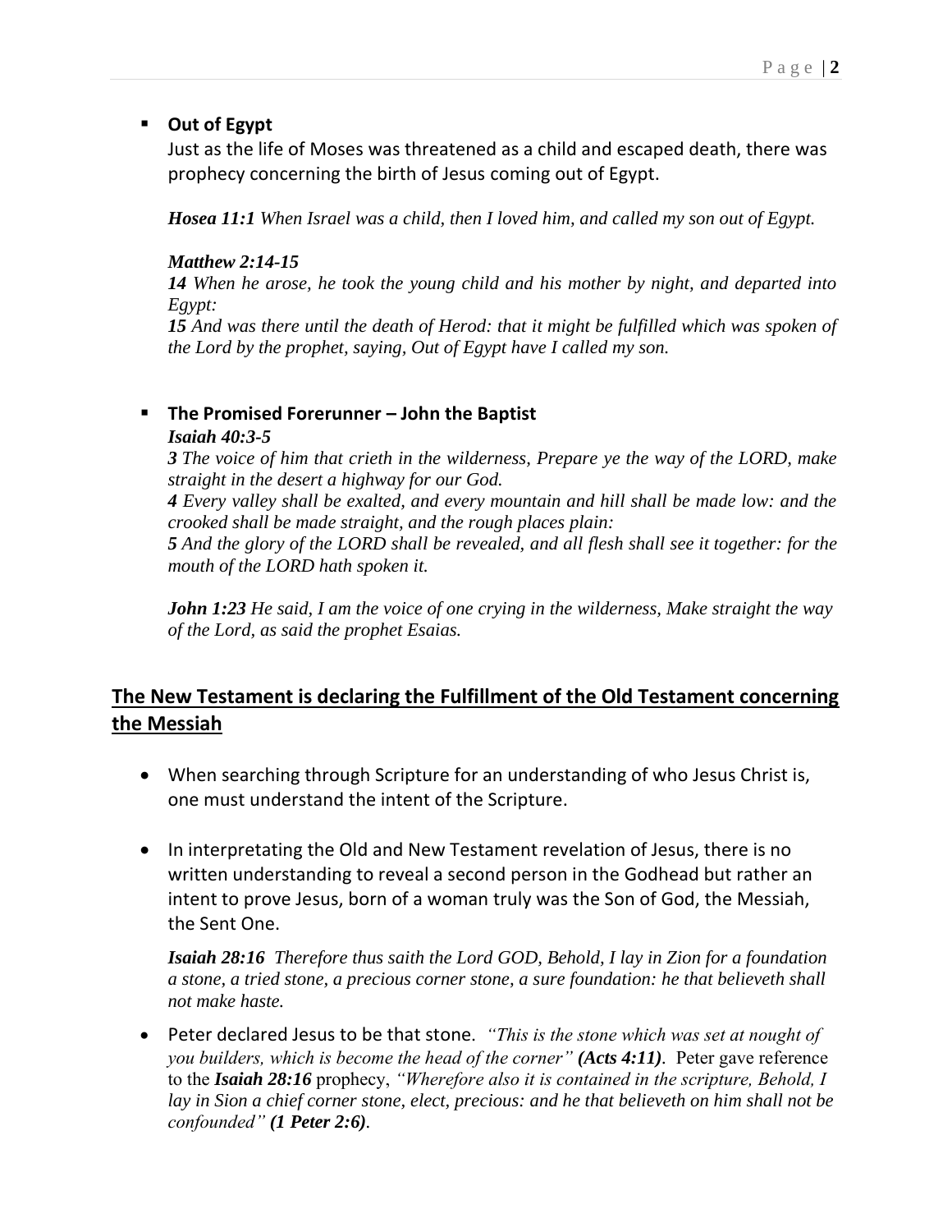- **Out of Egypt**

  Just as the life of Moses was threatened as a child and escaped death, there was prophecy concerning the birth of Jesus coming out of Egypt.

  ***Hosea 11:1*** *When Israel was a child, then I loved him, and called my son out of Egypt.*

  ***Matthew 2:14-15***
  ***14*** *When he arose, he took the young child and his mother by night, and departed into Egypt:*
  ***15*** *And was there until the death of Herod: that it might be fulfilled which was spoken of the Lord by the prophet, saying, Out of Egypt have I called my son.*

- **The Promised Forerunner – John the Baptist**

  ***Isaiah 40:3-5***
  ***3*** *The voice of him that crieth in the wilderness, Prepare ye the way of the LORD, make straight in the desert a highway for our God.*
  ***4*** *Every valley shall be exalted, and every mountain and hill shall be made low: and the crooked shall be made straight, and the rough places plain:*
  ***5*** *And the glory of the LORD shall be revealed, and all flesh shall see it together: for the mouth of the LORD hath spoken it.*

  ***John 1:23*** *He said, I am the voice of one crying in the wilderness, Make straight the way of the Lord, as said the prophet Esaias.*

## The New Testament is declaring the Fulfillment of the Old Testament concerning the Messiah

- When searching through Scripture for an understanding of who Jesus Christ is, one must understand the intent of the Scripture.

- In interpretating the Old and New Testament revelation of Jesus, there is no written understanding to reveal a second person in the Godhead but rather an intent to prove Jesus, born of a woman truly was the Son of God, the Messiah, the Sent One.

  ***Isaiah 28:16*** *Therefore thus saith the Lord GOD, Behold, I lay in Zion for a foundation a stone, a tried stone, a precious corner stone, a sure foundation: he that believeth shall not make haste.*

- Peter declared Jesus to be that stone. *"This is the stone which was set at nought of you builders, which is become the head of the corner"* ***(Acts 4:11)***. Peter gave reference to the ***Isaiah 28:16*** prophecy, *"Wherefore also it is contained in the scripture, Behold, I lay in Sion a chief corner stone, elect, precious: and he that believeth on him shall not be confounded"* ***(1 Peter 2:6)***.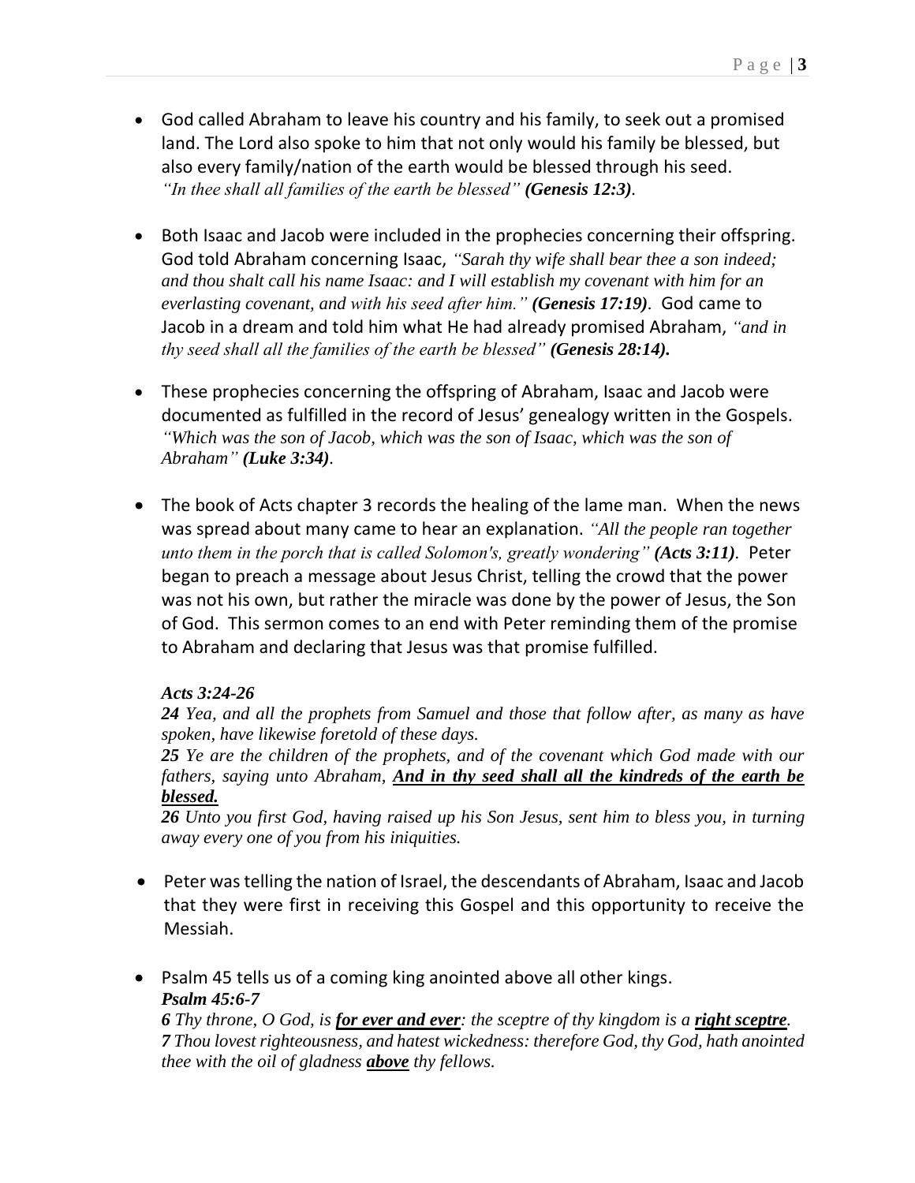- God called Abraham to leave his country and his family, to seek out a promised land. The Lord also spoke to him that not only would his family be blessed, but also every family/nation of the earth would be blessed through his seed. *"In thee shall all families of the earth be blessed"* ***(Genesis 12:3)***.

- Both Isaac and Jacob were included in the prophecies concerning their offspring. God told Abraham concerning Isaac, *"Sarah thy wife shall bear thee a son indeed; and thou shalt call his name Isaac: and I will establish my covenant with him for an everlasting covenant, and with his seed after him."* ***(Genesis 17:19)***. God came to Jacob in a dream and told him what He had already promised Abraham, *"and in thy seed shall all the families of the earth be blessed"* ***(Genesis 28:14).***

- These prophecies concerning the offspring of Abraham, Isaac and Jacob were documented as fulfilled in the record of Jesus' genealogy written in the Gospels. *"Which was the son of Jacob, which was the son of Isaac, which was the son of Abraham"* ***(Luke 3:34)***.

- The book of Acts chapter 3 records the healing of the lame man. When the news was spread about many came to hear an explanation. *"All the people ran together unto them in the porch that is called Solomon's, greatly wondering"* ***(Acts 3:11)***. Peter began to preach a message about Jesus Christ, telling the crowd that the power was not his own, but rather the miracle was done by the power of Jesus, the Son of God. This sermon comes to an end with Peter reminding them of the promise to Abraham and declaring that Jesus was that promise fulfilled.

  ***Acts 3:24-26***
  ***24*** *Yea, and all the prophets from Samuel and those that follow after, as many as have spoken, have likewise foretold of these days.*
  ***25*** *Ye are the children of the prophets, and of the covenant which God made with our fathers, saying unto Abraham,* ***<u>And in thy seed shall all the kindreds of the earth be blessed.</u>***
  ***26*** *Unto you first God, having raised up his Son Jesus, sent him to bless you, in turning away every one of you from his iniquities.*

- Peter was telling the nation of Israel, the descendants of Abraham, Isaac and Jacob that they were first in receiving this Gospel and this opportunity to receive the Messiah.

- Psalm 45 tells us of a coming king anointed above all other kings.
  ***Psalm 45:6-7***
  ***6*** *Thy throne, O God, is* ***<u>for ever and ever</u>****: the sceptre of thy kingdom is a* ***<u>right sceptre</u>****.*
  ***7*** *Thou lovest righteousness, and hatest wickedness: therefore God, thy God, hath anointed thee with the oil of gladness* ***<u>above</u>*** *thy fellows.*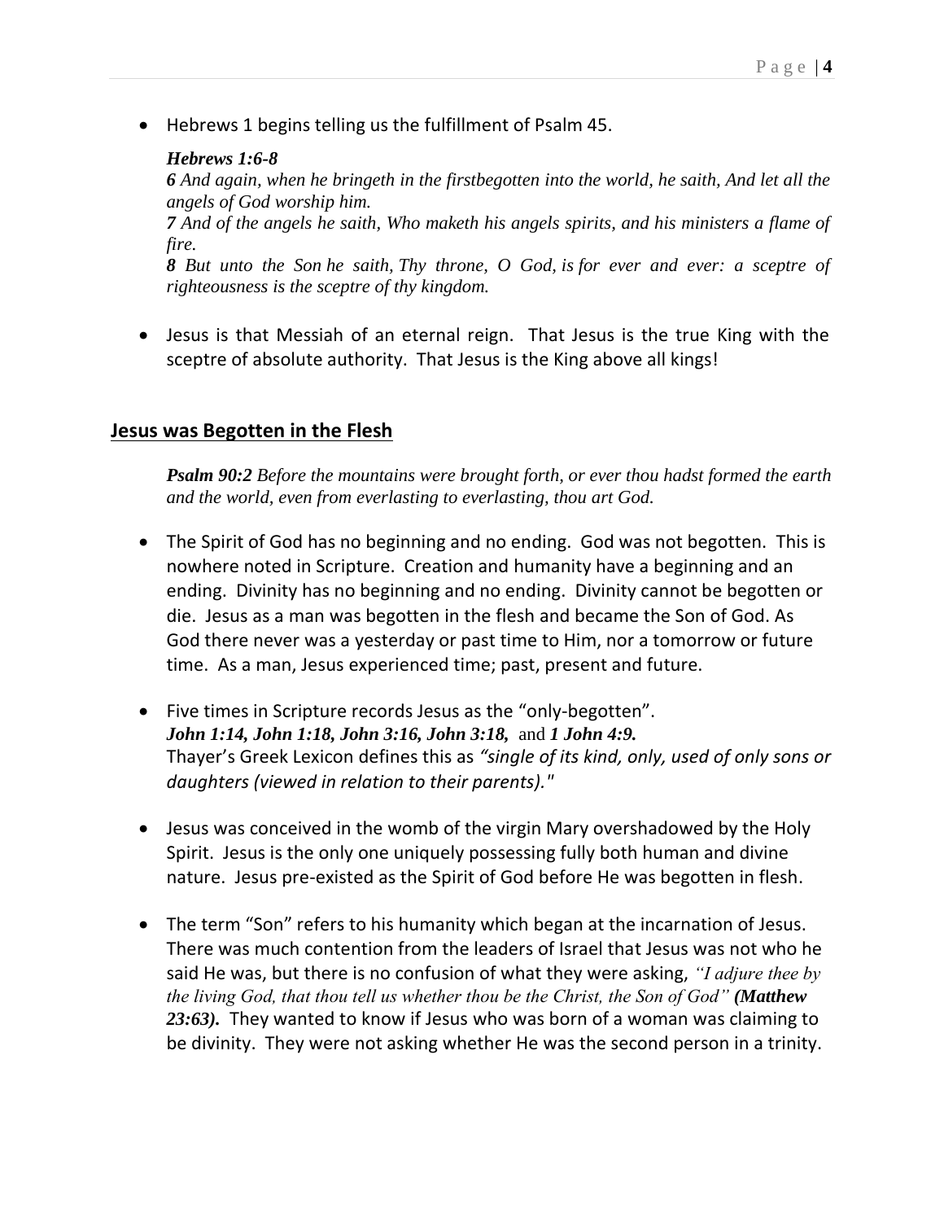- Hebrews 1 begins telling us the fulfillment of Psalm 45.

  ***Hebrews 1:6-8***
  ***6*** *And again, when he bringeth in the firstbegotten into the world, he saith, And let all the angels of God worship him.*
  ***7*** *And of the angels he saith, Who maketh his angels spirits, and his ministers a flame of fire.*
  ***8*** *But unto the Son he saith, Thy throne, O God, is for ever and ever: a sceptre of righteousness is the sceptre of thy kingdom.*

- Jesus is that Messiah of an eternal reign. That Jesus is the true King with the sceptre of absolute authority. That Jesus is the King above all kings!

## Jesus was Begotten in the Flesh

***Psalm 90:2*** *Before the mountains were brought forth, or ever thou hadst formed the earth and the world, even from everlasting to everlasting, thou art God.*

- The Spirit of God has no beginning and no ending. God was not begotten. This is nowhere noted in Scripture. Creation and humanity have a beginning and an ending. Divinity has no beginning and no ending. Divinity cannot be begotten or die. Jesus as a man was begotten in the flesh and became the Son of God. As God there never was a yesterday or past time to Him, nor a tomorrow or future time. As a man, Jesus experienced time; past, present and future.

- Five times in Scripture records Jesus as the "only-begotten".
  ***John 1:14, John 1:18, John 3:16, John 3:18,*** and ***1 John 4:9.***
  Thayer's Greek Lexicon defines this as *"single of its kind, only, used of only sons or daughters (viewed in relation to their parents)."*

- Jesus was conceived in the womb of the virgin Mary overshadowed by the Holy Spirit. Jesus is the only one uniquely possessing fully both human and divine nature. Jesus pre-existed as the Spirit of God before He was begotten in flesh.

- The term "Son" refers to his humanity which began at the incarnation of Jesus. There was much contention from the leaders of Israel that Jesus was not who he said He was, but there is no confusion of what they were asking, *"I adjure thee by the living God, that thou tell us whether thou be the Christ, the Son of God"* ***(Matthew 23:63).*** They wanted to know if Jesus who was born of a woman was claiming to be divinity. They were not asking whether He was the second person in a trinity.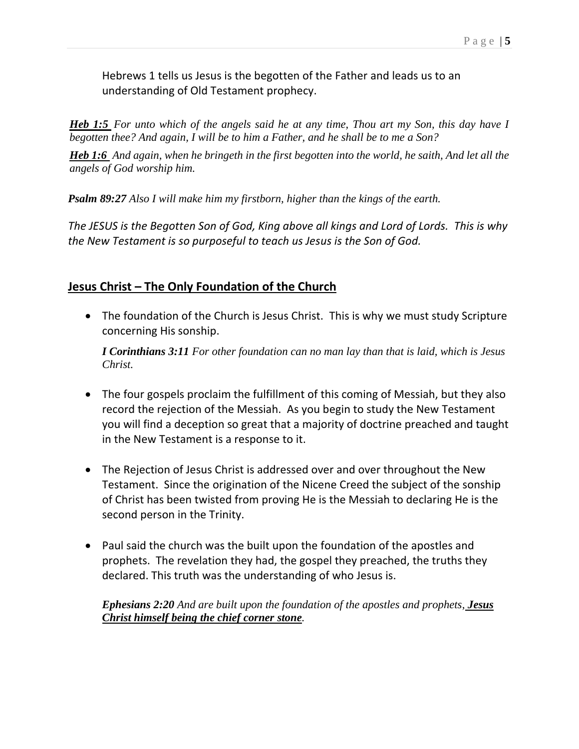Hebrews 1 tells us Jesus is the begotten of the Father and leads us to an understanding of Old Testament prophecy.

***Heb 1:5*** *For unto which of the angels said he at any time, Thou art my Son, this day have I begotten thee? And again, I will be to him a Father, and he shall be to me a Son?*

***Heb 1:6*** *And again, when he bringeth in the first begotten into the world, he saith, And let all the angels of God worship him.*

***Psalm 89:27*** *Also I will make him my firstborn, higher than the kings of the earth.*

*The JESUS is the Begotten Son of God, King above all kings and Lord of Lords. This is why the New Testament is so purposeful to teach us Jesus is the Son of God.*

## Jesus Christ – The Only Foundation of the Church

- The foundation of the Church is Jesus Christ. This is why we must study Scripture concerning His sonship.

  ***I Corinthians 3:11*** *For other foundation can no man lay than that is laid, which is Jesus Christ.*

- The four gospels proclaim the fulfillment of this coming of Messiah, but they also record the rejection of the Messiah. As you begin to study the New Testament you will find a deception so great that a majority of doctrine preached and taught in the New Testament is a response to it.

- The Rejection of Jesus Christ is addressed over and over throughout the New Testament. Since the origination of the Nicene Creed the subject of the sonship of Christ has been twisted from proving He is the Messiah to declaring He is the second person in the Trinity.

- Paul said the church was the built upon the foundation of the apostles and prophets. The revelation they had, the gospel they preached, the truths they declared. This truth was the understanding of who Jesus is.

  ***Ephesians 2:20*** *And are built upon the foundation of the apostles and prophets,* ***Jesus Christ himself being the chief corner stone****.*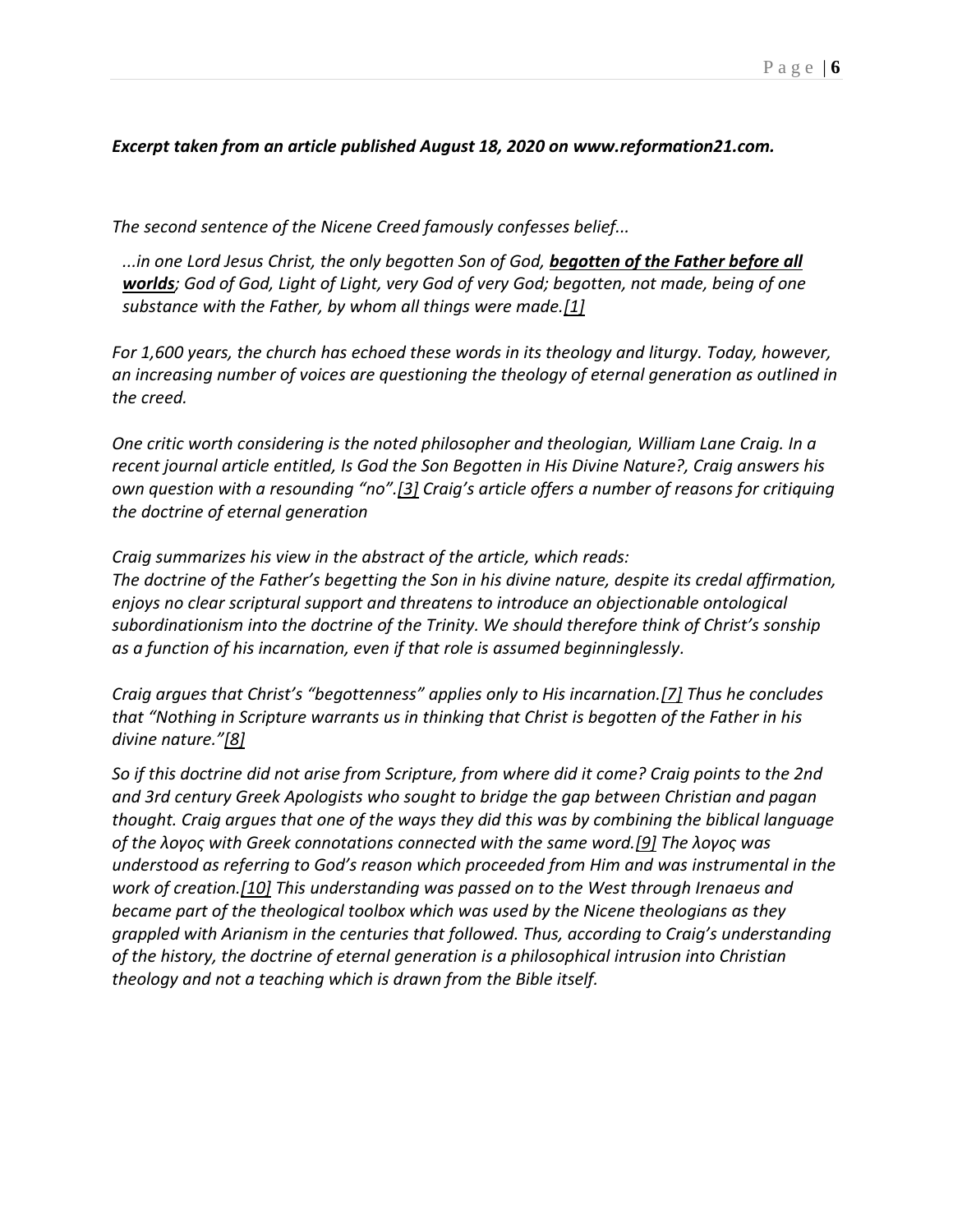***Excerpt taken from an article published August 18, 2020 on www.reformation21.com.***

*The second sentence of the Nicene Creed famously confesses belief...*

> *...in one Lord Jesus Christ, the only begotten Son of God, **begotten of the Father before all worlds**; God of God, Light of Light, very God of very God; begotten, not made, being of one substance with the Father, by whom all things were made.[1]*

*For 1,600 years, the church has echoed these words in its theology and liturgy. Today, however, an increasing number of voices are questioning the theology of eternal generation as outlined in the creed.*

*One critic worth considering is the noted philosopher and theologian, William Lane Craig. In a recent journal article entitled, Is God the Son Begotten in His Divine Nature?, Craig answers his own question with a resounding "no".[3] Craig's article offers a number of reasons for critiquing the doctrine of eternal generation*

*Craig summarizes his view in the abstract of the article, which reads:*
*The doctrine of the Father's begetting the Son in his divine nature, despite its credal affirmation, enjoys no clear scriptural support and threatens to introduce an objectionable ontological subordinationism into the doctrine of the Trinity. We should therefore think of Christ's sonship as a function of his incarnation, even if that role is assumed beginninglessly.*

*Craig argues that Christ's "begottenness" applies only to His incarnation.[7] Thus he concludes that "Nothing in Scripture warrants us in thinking that Christ is begotten of the Father in his divine nature."[8]*

*So if this doctrine did not arise from Scripture, from where did it come? Craig points to the 2nd and 3rd century Greek Apologists who sought to bridge the gap between Christian and pagan thought. Craig argues that one of the ways they did this was by combining the biblical language of the λογος with Greek connotations connected with the same word.[9] The λογος was understood as referring to God's reason which proceeded from Him and was instrumental in the work of creation.[10] This understanding was passed on to the West through Irenaeus and became part of the theological toolbox which was used by the Nicene theologians as they grappled with Arianism in the centuries that followed. Thus, according to Craig's understanding of the history, the doctrine of eternal generation is a philosophical intrusion into Christian theology and not a teaching which is drawn from the Bible itself.*